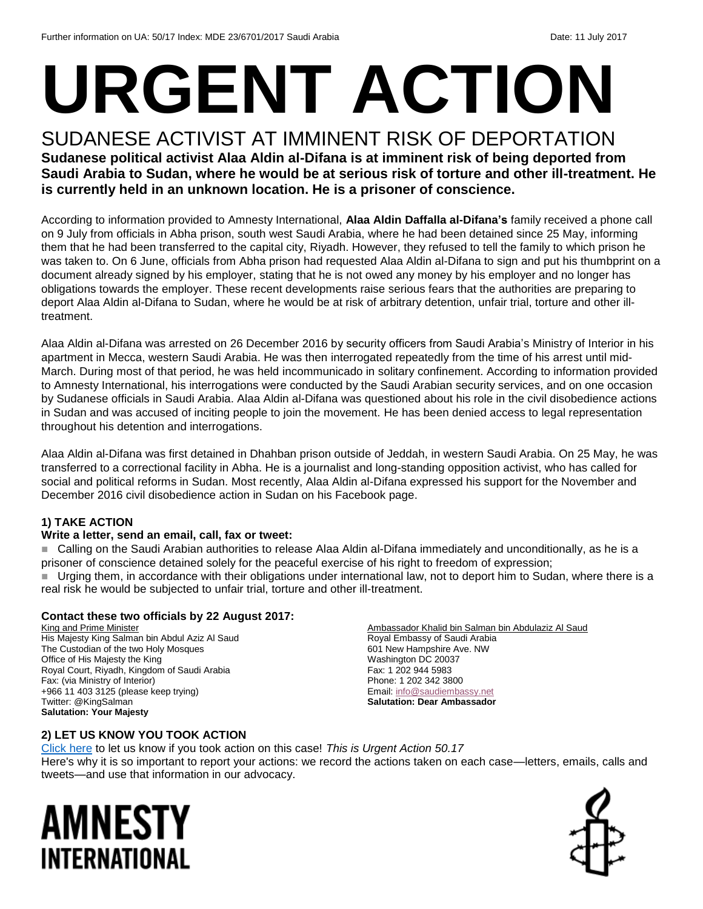Further information on UA: 50/17 Index: MDE 23/6701/2017 Saudi Arabia Date: 11 July 2017

# URGENT ACTION

## SUDANESE ACTIVIST AT IMMINENT RISK OF DEPORTATION

**Sudanese political activist Alaa Aldin al-Difana is at imminent risk of being deported from Saudi Arabia to Sudan, where he would be at serious risk of torture and other ill-treatment. He is currently held in an unknown location. He is a prisoner of conscience.**

According to information provided to Amnesty International, **Alaa Aldin Daffalla al-Difana's** family received a phone call on 9 July from officials in Abha prison, south west Saudi Arabia, where he had been detained since 25 May, informing them that he had been transferred to the capital city, Riyadh. However, they refused to tell the family to which prison he was taken to. On 6 June, officials from Abha prison had requested Alaa Aldin al-Difana to sign and put his thumbprint on a document already signed by his employer, stating that he is not owed any money by his employer and no longer has obligations towards the employer. These recent developments raise serious fears that the authorities are preparing to deport Alaa Aldin al-Difana to Sudan, where he would be at risk of arbitrary detention, unfair trial, torture and other ill-treatment.

Alaa Aldin al-Difana was arrested on 26 December 2016 by security officers from Saudi Arabia's Ministry of Interior in his apartment in Mecca, western Saudi Arabia. He was then interrogated repeatedly from the time of his arrest until mid-March. During most of that period, he was held incommunicado in solitary confinement. According to information provided to Amnesty International, his interrogations were conducted by the Saudi Arabian security services, and on one occasion by Sudanese officials in Saudi Arabia. Alaa Aldin al-Difana was questioned about his role in the civil disobedience actions in Sudan and was accused of inciting people to join the movement. He has been denied access to legal representation throughout his detention and interrogations.

Alaa Aldin al-Difana was first detained in Dhahban prison outside of Jeddah, in western Saudi Arabia. On 25 May, he was transferred to a correctional facility in Abha. He is a journalist and long-standing opposition activist, who has called for social and political reforms in Sudan. Most recently, Alaa Aldin al-Difana expressed his support for the November and December 2016 civil disobedience action in Sudan on his Facebook page.

### 1) TAKE ACTION

**Write a letter, send an email, call, fax or tweet:**

- Calling on the Saudi Arabian authorities to release Alaa Aldin al-Difana immediately and unconditionally, as he is a prisoner of conscience detained solely for the peaceful exercise of his right to freedom of expression;
- Urging them, in accordance with their obligations under international law, not to deport him to Sudan, where there is a real risk he would be subjected to unfair trial, torture and other ill-treatment.

**Contact these two officials by 22 August 2017:**

King and Prime Minister
His Majesty King Salman bin Abdul Aziz Al Saud
The Custodian of the two Holy Mosques
Office of His Majesty the King
Royal Court, Riyadh, Kingdom of Saudi Arabia
Fax: (via Ministry of Interior)
+966 11 403 3125 (please keep trying)
Twitter: @KingSalman
**Salutation: Your Majesty**

Ambassador Khalid bin Salman bin Abdulaziz Al Saud
Royal Embassy of Saudi Arabia
601 New Hampshire Ave. NW
Washington DC 20037
Fax: 1 202 944 5983
Phone: 1 202 342 3800
Email: info@saudiembassy.net
**Salutation: Dear Ambassador**

### 2) LET US KNOW YOU TOOK ACTION

Click here to let us know if you took action on this case! *This is Urgent Action 50.17*
Here's why it is so important to report your actions: we record the actions taken on each case—letters, emails, calls and tweets—and use that information in our advocacy.

AMNESTY INTERNATIONAL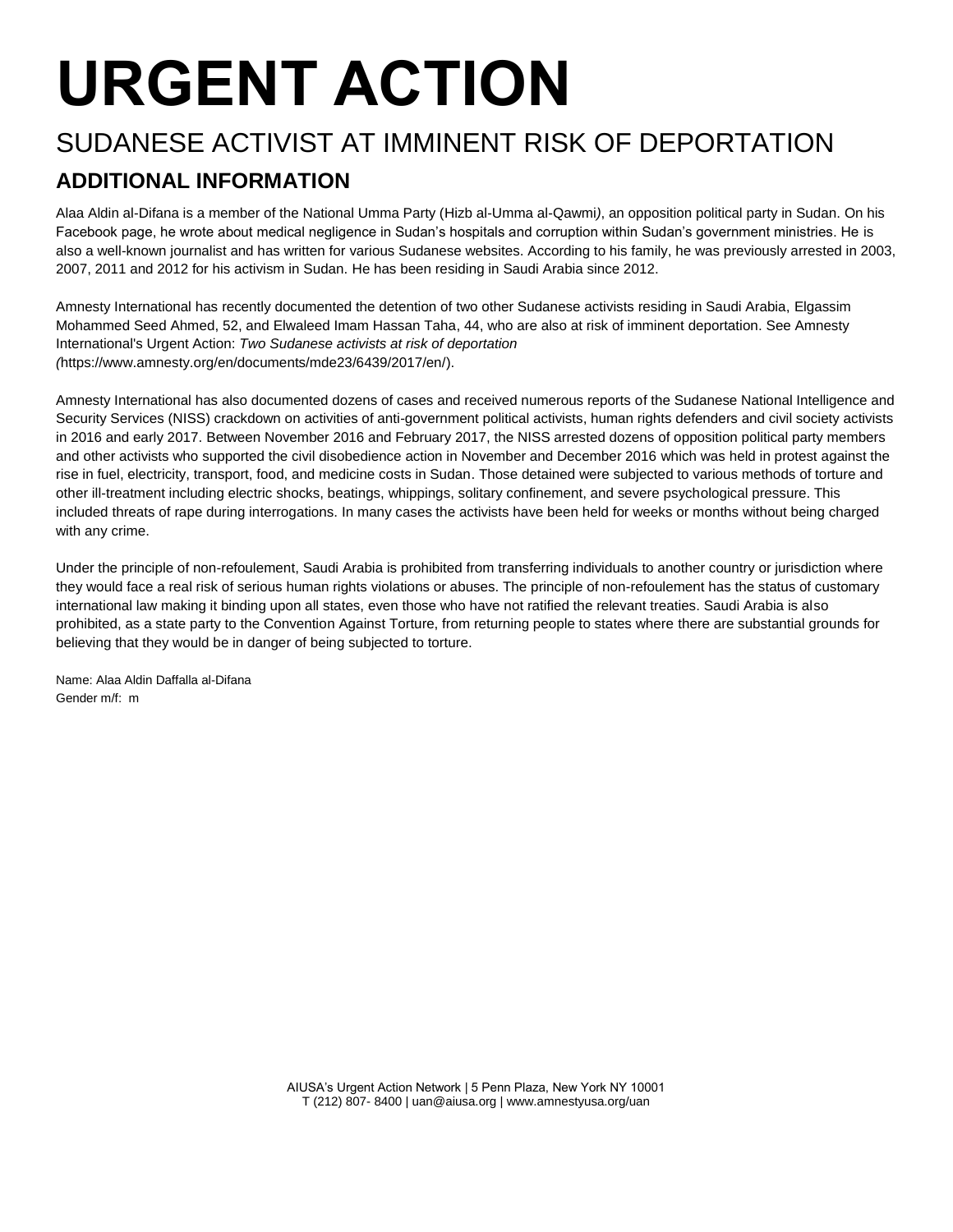# URGENT ACTION

## SUDANESE ACTIVIST AT IMMINENT RISK OF DEPORTATION

### ADDITIONAL INFORMATION

Alaa Aldin al-Difana is a member of the National Umma Party (Hizb al-Umma al-Qawmi), an opposition political party in Sudan. On his Facebook page, he wrote about medical negligence in Sudan's hospitals and corruption within Sudan's government ministries. He is also a well-known journalist and has written for various Sudanese websites. According to his family, he was previously arrested in 2003, 2007, 2011 and 2012 for his activism in Sudan. He has been residing in Saudi Arabia since 2012.

Amnesty International has recently documented the detention of two other Sudanese activists residing in Saudi Arabia, Elgassim Mohammed Seed Ahmed, 52, and Elwaleed Imam Hassan Taha, 44, who are also at risk of imminent deportation. See Amnesty International's Urgent Action: *Two Sudanese activists at risk of deportation (*https://www.amnesty.org/en/documents/mde23/6439/2017/en/).

Amnesty International has also documented dozens of cases and received numerous reports of the Sudanese National Intelligence and Security Services (NISS) crackdown on activities of anti-government political activists, human rights defenders and civil society activists in 2016 and early 2017. Between November 2016 and February 2017, the NISS arrested dozens of opposition political party members and other activists who supported the civil disobedience action in November and December 2016 which was held in protest against the rise in fuel, electricity, transport, food, and medicine costs in Sudan. Those detained were subjected to various methods of torture and other ill-treatment including electric shocks, beatings, whippings, solitary confinement, and severe psychological pressure. This included threats of rape during interrogations. In many cases the activists have been held for weeks or months without being charged with any crime.

Under the principle of non-refoulement, Saudi Arabia is prohibited from transferring individuals to another country or jurisdiction where they would face a real risk of serious human rights violations or abuses. The principle of non-refoulement has the status of customary international law making it binding upon all states, even those who have not ratified the relevant treaties. Saudi Arabia is also prohibited, as a state party to the Convention Against Torture, from returning people to states where there are substantial grounds for believing that they would be in danger of being subjected to torture.

Name: Alaa Aldin Daffalla al-Difana
Gender m/f: m

AIUSA's Urgent Action Network | 5 Penn Plaza, New York NY 10001
T (212) 807- 8400 | uan@aiusa.org | www.amnestyusa.org/uan